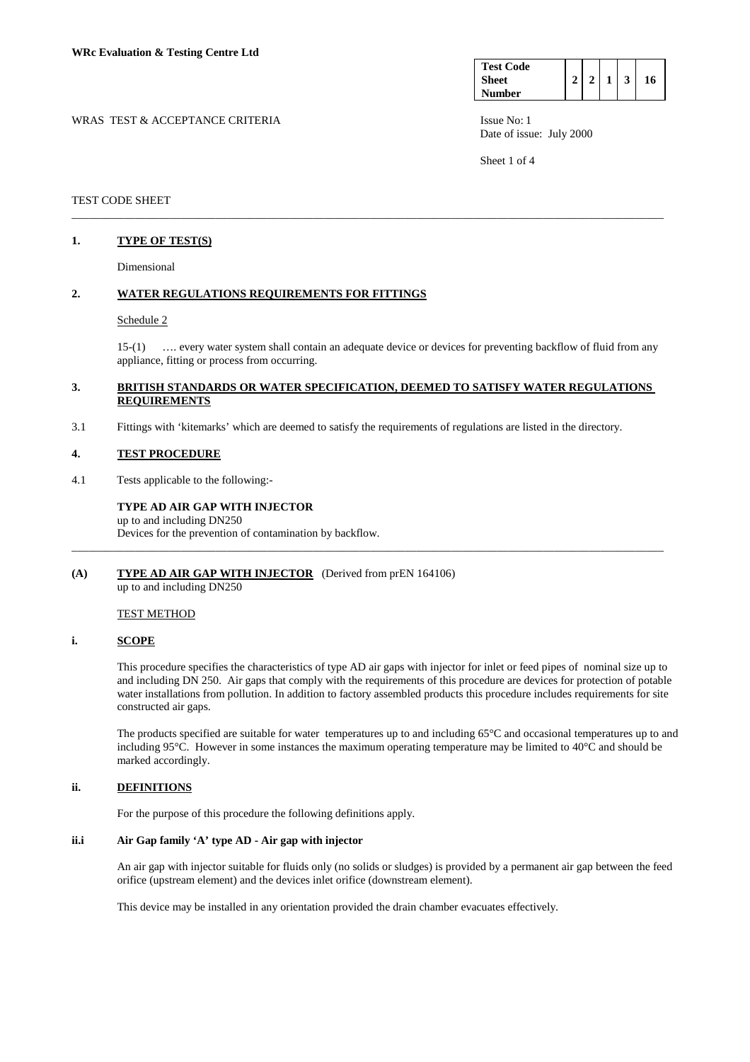**WRc Evaluation & Testing Centre Ltd**

| Test Code Sheet Number | 2 | 2 | 1 | 3 | 16 |
|---|---|---|---|---|---|

WRAS TEST & ACCEPTANCE CRITERIA

Issue No: 1
Date of issue: July 2000

TEST CODE SHEET

---

## 1. TYPE OF TEST(S)

Dimensional

## 2. WATER REGULATIONS REQUIREMENTS FOR FITTINGS

Schedule 2

15-(1) …. every water system shall contain an adequate device or devices for preventing backflow of fluid from any appliance, fitting or process from occurring.

## 3. BRITISH STANDARDS OR WATER SPECIFICATION, DEEMED TO SATISFY WATER REGULATIONS REQUIREMENTS

3.1 Fittings with 'kitemarks' which are deemed to satisfy the requirements of regulations are listed in the directory.

## 4. TEST PROCEDURE

4.1 Tests applicable to the following:-

**TYPE AD AIR GAP WITH INJECTOR**
up to and including DN250
Devices for the prevention of contamination by backflow.

---

## (A) TYPE AD AIR GAP WITH INJECTOR (Derived from prEN 164106)

up to and including DN250

TEST METHOD

### i. SCOPE

This procedure specifies the characteristics of type AD air gaps with injector for inlet or feed pipes of nominal size up to and including DN 250. Air gaps that comply with the requirements of this procedure are devices for protection of potable water installations from pollution. In addition to factory assembled products this procedure includes requirements for site constructed air gaps.

The products specified are suitable for water temperatures up to and including 65°C and occasional temperatures up to and including 95°C. However in some instances the maximum operating temperature may be limited to 40°C and should be marked accordingly.

### ii. DEFINITIONS

For the purpose of this procedure the following definitions apply.

#### ii.i Air Gap family 'A' type AD - Air gap with injector

An air gap with injector suitable for fluids only (no solids or sludges) is provided by a permanent air gap between the feed orifice (upstream element) and the devices inlet orifice (downstream element).

This device may be installed in any orientation provided the drain chamber evacuates effectively.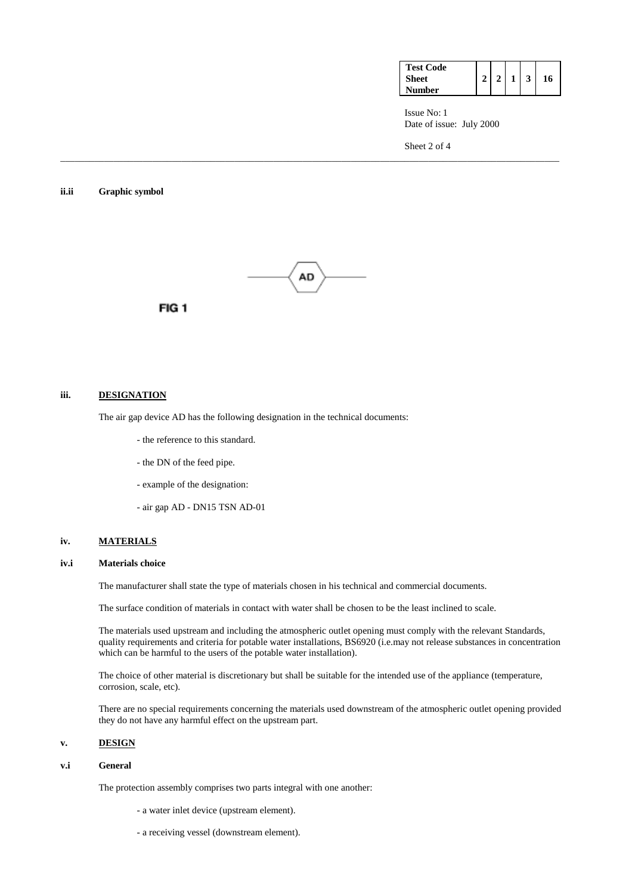**ii.ii Graphic symbol**

AD

FIG 1

## iii. DESIGNATION

The air gap device AD has the following designation in the technical documents:

- the reference to this standard.
- the DN of the feed pipe.
- example of the designation:
- air gap AD - DN15 TSN AD-01

## iv. MATERIALS

### iv.i Materials choice

The manufacturer shall state the type of materials chosen in his technical and commercial documents.

The surface condition of materials in contact with water shall be chosen to be the least inclined to scale.

The materials used upstream and including the atmospheric outlet opening must comply with the relevant Standards, quality requirements and criteria for potable water installations, BS6920 (i.e.may not release substances in concentration which can be harmful to the users of the potable water installation).

The choice of other material is discretionary but shall be suitable for the intended use of the appliance (temperature, corrosion, scale, etc).

There are no special requirements concerning the materials used downstream of the atmospheric outlet opening provided they do not have any harmful effect on the upstream part.

## v. DESIGN

### v.i General

The protection assembly comprises two parts integral with one another:

- a water inlet device (upstream element).
- a receiving vessel (downstream element).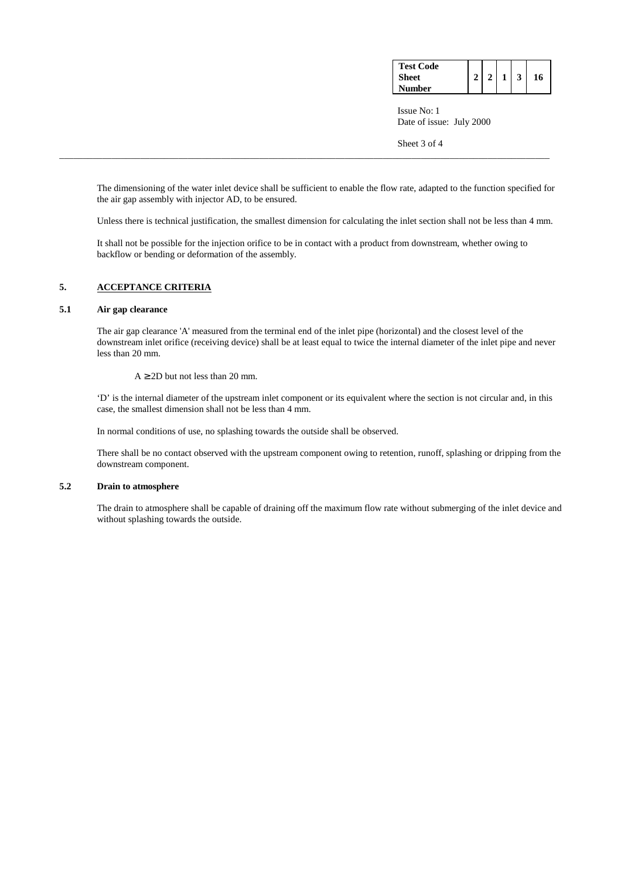The dimensioning of the water inlet device shall be sufficient to enable the flow rate, adapted to the function specified for the air gap assembly with injector AD, to be ensured.

Unless there is technical justification, the smallest dimension for calculating the inlet section shall not be less than 4 mm.

It shall not be possible for the injection orifice to be in contact with a product from downstream, whether owing to backflow or bending or deformation of the assembly.

## 5. ACCEPTANCE CRITERIA

### 5.1 Air gap clearance

The air gap clearance 'A' measured from the terminal end of the inlet pipe (horizontal) and the closest level of the downstream inlet orifice (receiving device) shall be at least equal to twice the internal diameter of the inlet pipe and never less than 20 mm.

$A \geq 2D$ but not less than 20 mm.

'D' is the internal diameter of the upstream inlet component or its equivalent where the section is not circular and, in this case, the smallest dimension shall not be less than 4 mm.

In normal conditions of use, no splashing towards the outside shall be observed.

There shall be no contact observed with the upstream component owing to retention, runoff, splashing or dripping from the downstream component.

### 5.2 Drain to atmosphere

The drain to atmosphere shall be capable of draining off the maximum flow rate without submerging of the inlet device and without splashing towards the outside.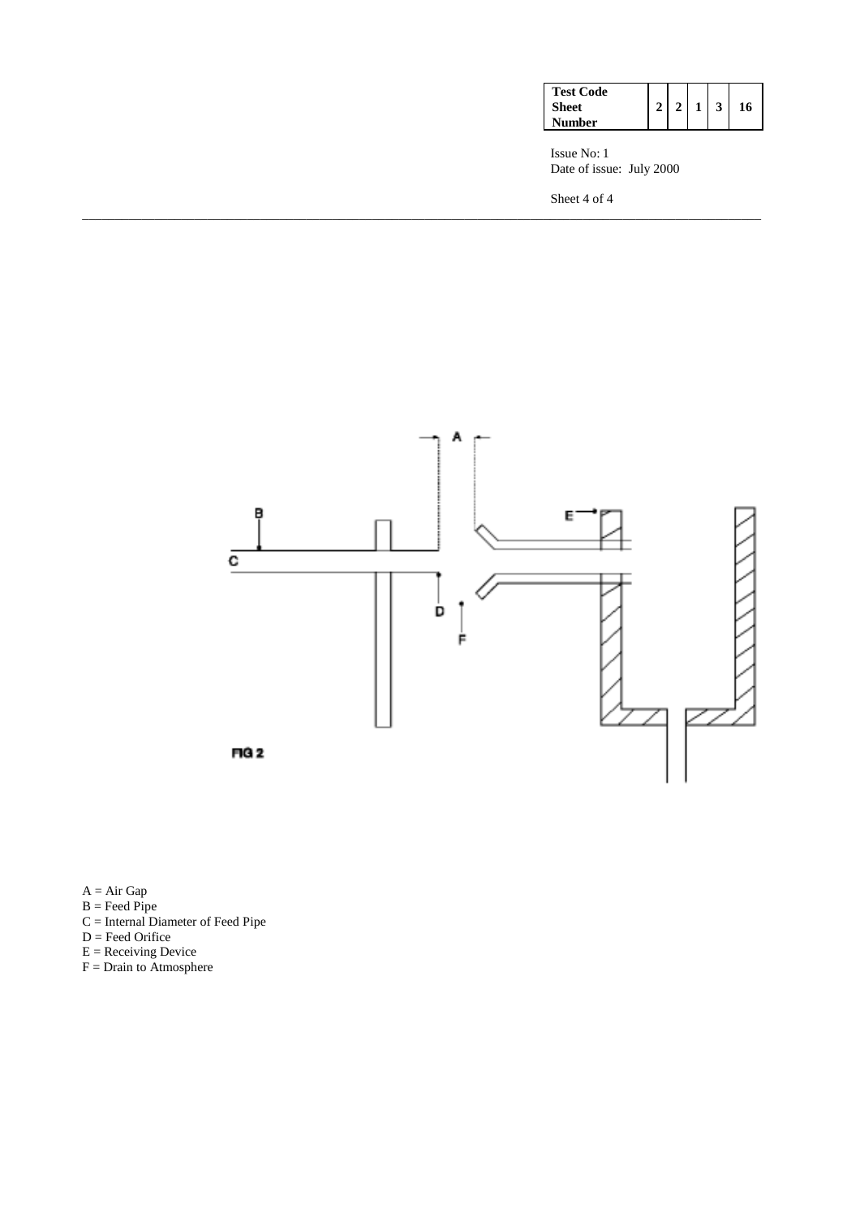A B C D E F

FIG 2

A = Air Gap
B = Feed Pipe
C = Internal Diameter of Feed Pipe
D = Feed Orifice
E = Receiving Device
F = Drain to Atmosphere